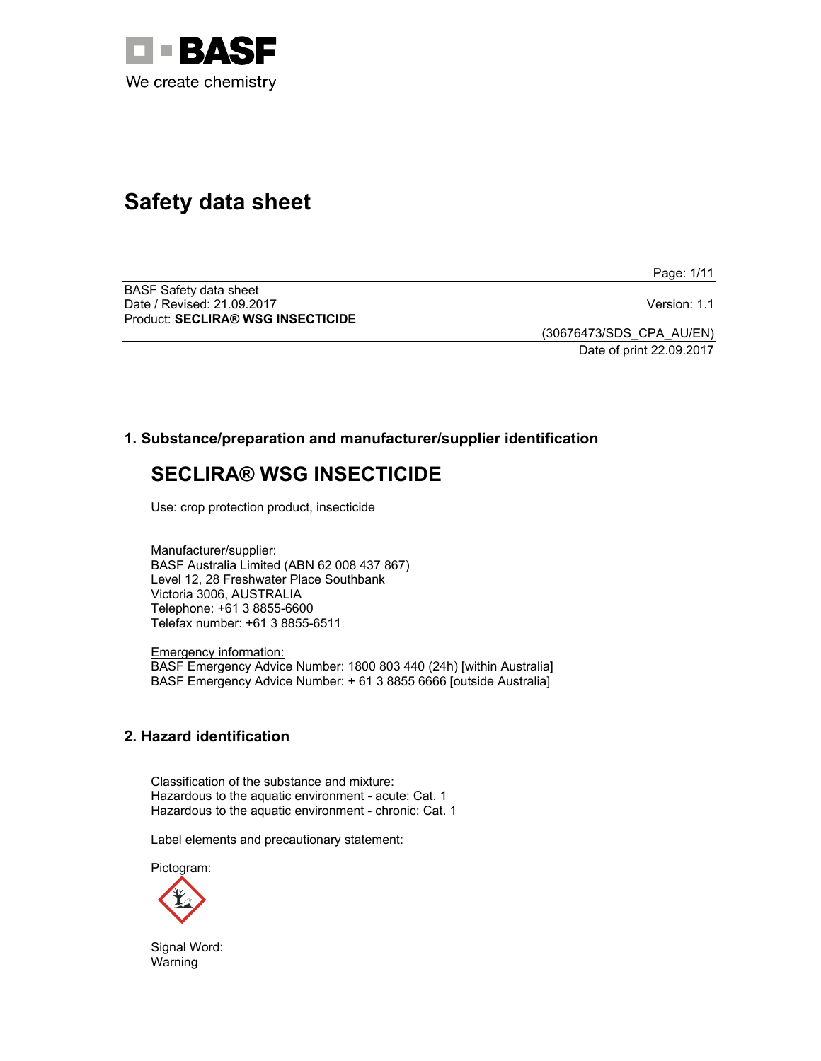# Safety data sheet

BASF Safety data sheet
Date / Revised: 21.09.2017
Version: 1.1
Product: **SECLIRA® WSG INSECTICIDE**

(30676473/SDS_CPA_AU/EN)
Date of print 22.09.2017

## 1. Substance/preparation and manufacturer/supplier identification

# SECLIRA® WSG INSECTICIDE

Use: crop protection product, insecticide

Manufacturer/supplier:
BASF Australia Limited (ABN 62 008 437 867)
Level 12, 28 Freshwater Place Southbank
Victoria 3006, AUSTRALIA
Telephone: +61 3 8855-6600
Telefax number: +61 3 8855-6511

Emergency information:
BASF Emergency Advice Number: 1800 803 440 (24h) [within Australia]
BASF Emergency Advice Number: + 61 3 8855 6666 [outside Australia]

## 2. Hazard identification

Classification of the substance and mixture:
Hazardous to the aquatic environment - acute: Cat. 1
Hazardous to the aquatic environment - chronic: Cat. 1

Label elements and precautionary statement:

Pictogram:

Signal Word:
Warning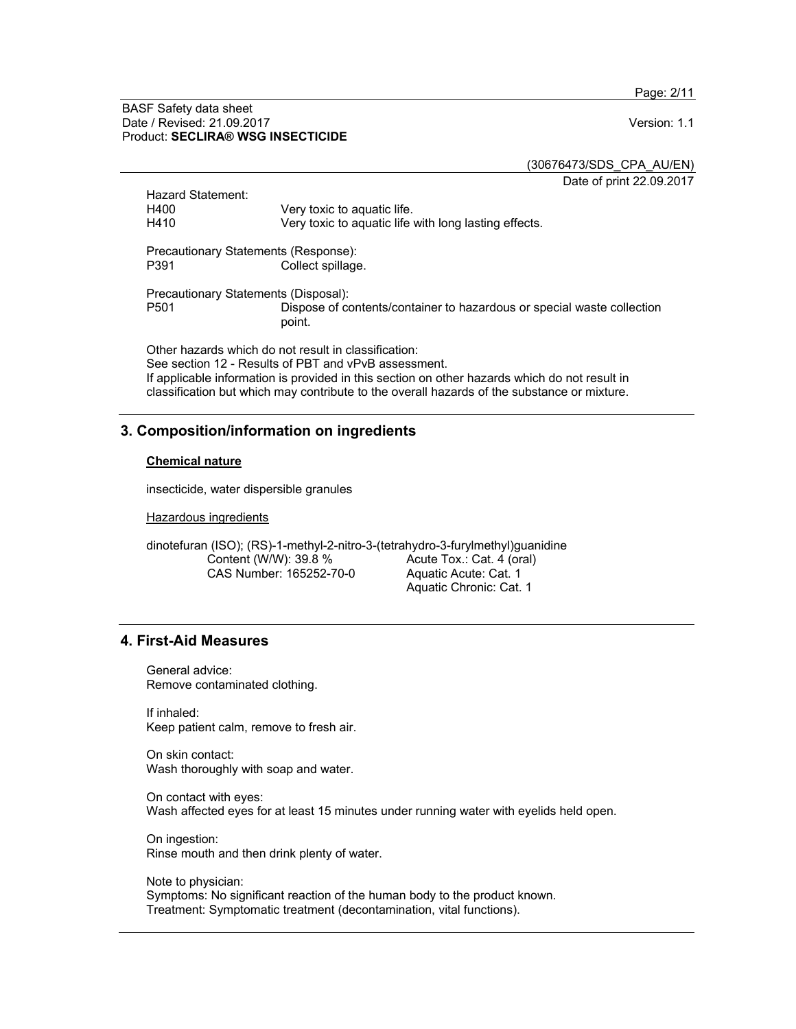Hazard Statement:

| | |
|---|---|
| H400 | Very toxic to aquatic life. |
| H410 | Very toxic to aquatic life with long lasting effects. |

Precautionary Statements (Response):

| | |
|---|---|
| P391 | Collect spillage. |

Precautionary Statements (Disposal):

| | |
|---|---|
| P501 | Dispose of contents/container to hazardous or special waste collection point. |

Other hazards which do not result in classification:
See section 12 - Results of PBT and vPvB assessment.
If applicable information is provided in this section on other hazards which do not result in classification but which may contribute to the overall hazards of the substance or mixture.

## 3. Composition/information on ingredients

### Chemical nature

insecticide, water dispersible granules

Hazardous ingredients

dinotefuran (ISO); (RS)-1-methyl-2-nitro-3-(tetrahydro-3-furylmethyl)guanidine

| | |
|---|---|
| Content (W/W): 39.8 % | Acute Tox.: Cat. 4 (oral) |
| CAS Number: 165252-70-0 | Aquatic Acute: Cat. 1 |
| | Aquatic Chronic: Cat. 1 |

## 4. First-Aid Measures

General advice:
Remove contaminated clothing.

If inhaled:
Keep patient calm, remove to fresh air.

On skin contact:
Wash thoroughly with soap and water.

On contact with eyes:
Wash affected eyes for at least 15 minutes under running water with eyelids held open.

On ingestion:
Rinse mouth and then drink plenty of water.

Note to physician:
Symptoms: No significant reaction of the human body to the product known.
Treatment: Symptomatic treatment (decontamination, vital functions).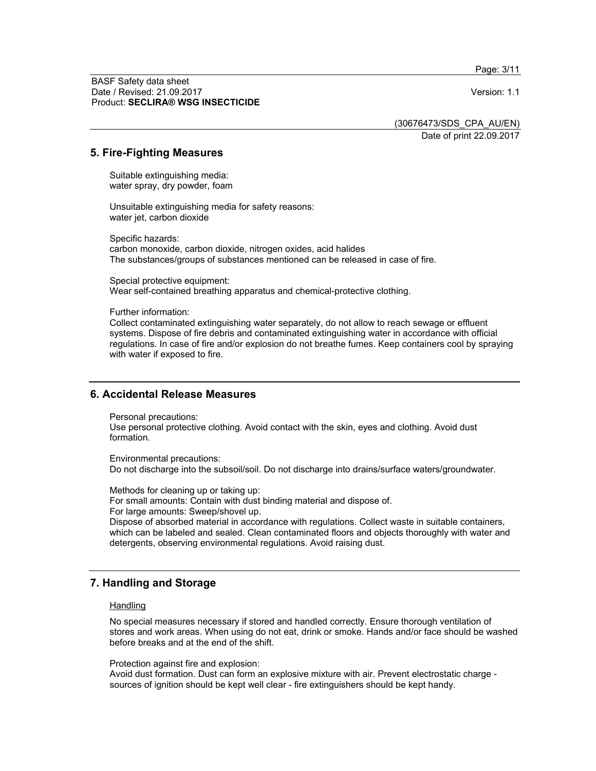## 5. Fire-Fighting Measures

Suitable extinguishing media:
water spray, dry powder, foam

Unsuitable extinguishing media for safety reasons:
water jet, carbon dioxide

Specific hazards:
carbon monoxide, carbon dioxide, nitrogen oxides, acid halides
The substances/groups of substances mentioned can be released in case of fire.

Special protective equipment:
Wear self-contained breathing apparatus and chemical-protective clothing.

Further information:
Collect contaminated extinguishing water separately, do not allow to reach sewage or effluent systems. Dispose of fire debris and contaminated extinguishing water in accordance with official regulations. In case of fire and/or explosion do not breathe fumes. Keep containers cool by spraying with water if exposed to fire.

## 6. Accidental Release Measures

Personal precautions:
Use personal protective clothing. Avoid contact with the skin, eyes and clothing. Avoid dust formation.

Environmental precautions:
Do not discharge into the subsoil/soil. Do not discharge into drains/surface waters/groundwater.

Methods for cleaning up or taking up:
For small amounts: Contain with dust binding material and dispose of.
For large amounts: Sweep/shovel up.
Dispose of absorbed material in accordance with regulations. Collect waste in suitable containers, which can be labeled and sealed. Clean contaminated floors and objects thoroughly with water and detergents, observing environmental regulations. Avoid raising dust.

## 7. Handling and Storage

### Handling

No special measures necessary if stored and handled correctly. Ensure thorough ventilation of stores and work areas. When using do not eat, drink or smoke. Hands and/or face should be washed before breaks and at the end of the shift.

Protection against fire and explosion:
Avoid dust formation. Dust can form an explosive mixture with air. Prevent electrostatic charge - sources of ignition should be kept well clear - fire extinguishers should be kept handy.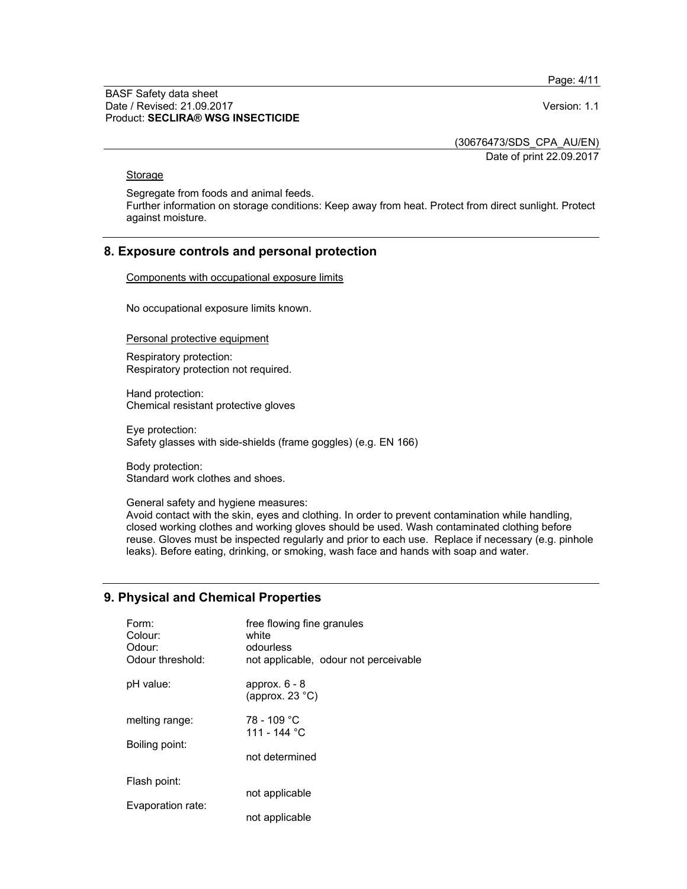Storage

Segregate from foods and animal feeds.
Further information on storage conditions: Keep away from heat. Protect from direct sunlight. Protect against moisture.

## 8. Exposure controls and personal protection

Components with occupational exposure limits

No occupational exposure limits known.

Personal protective equipment

Respiratory protection:
Respiratory protection not required.

Hand protection:
Chemical resistant protective gloves

Eye protection:
Safety glasses with side-shields (frame goggles) (e.g. EN 166)

Body protection:
Standard work clothes and shoes.

General safety and hygiene measures:
Avoid contact with the skin, eyes and clothing. In order to prevent contamination while handling, closed working clothes and working gloves should be used. Wash contaminated clothing before reuse. Gloves must be inspected regularly and prior to each use. Replace if necessary (e.g. pinhole leaks). Before eating, drinking, or smoking, wash face and hands with soap and water.

## 9. Physical and Chemical Properties

| | |
|---|---|
| Form: | free flowing fine granules |
| Colour: | white |
| Odour: | odourless |
| Odour threshold: | not applicable, odour not perceivable |
| pH value: | approx. 6 - 8 (approx. 23 °C) |
| melting range: | 78 - 109 °C<br>111 - 144 °C |
| Boiling point: | not determined |
| Flash point: | not applicable |
| Evaporation rate: | not applicable |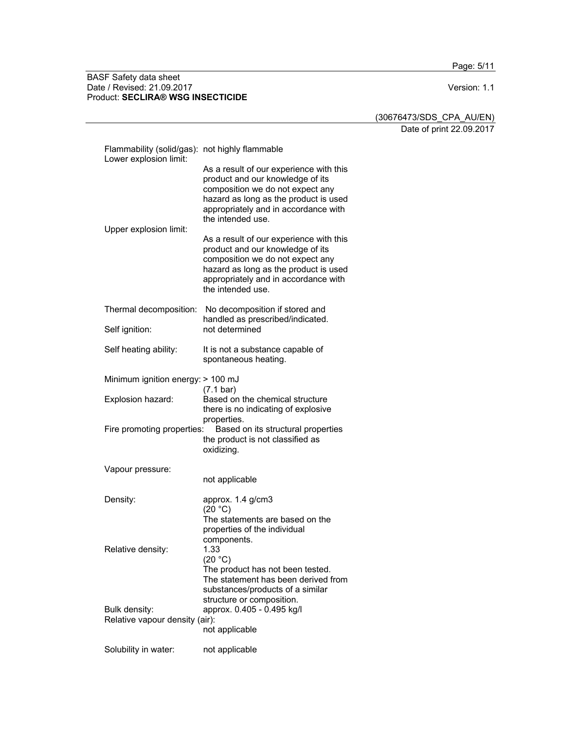Flammability (solid/gas): not highly flammable

Lower explosion limit:
As a result of our experience with this product and our knowledge of its composition we do not expect any hazard as long as the product is used appropriately and in accordance with the intended use.

Upper explosion limit:
As a result of our experience with this product and our knowledge of its composition we do not expect any hazard as long as the product is used appropriately and in accordance with the intended use.

Thermal decomposition: No decomposition if stored and handled as prescribed/indicated.

Self ignition: not determined

Self heating ability: It is not a substance capable of spontaneous heating.

Minimum ignition energy: > 100 mJ
(7.1 bar)

Explosion hazard: Based on the chemical structure there is no indicating of explosive properties.

Fire promoting properties: Based on its structural properties the product is not classified as oxidizing.

Vapour pressure:
not applicable

Density: approx. 1.4 g/cm3
(20 °C)
The statements are based on the properties of the individual components.

Relative density: 1.33
(20 °C)
The product has not been tested. The statement has been derived from substances/products of a similar structure or composition.

Bulk density: approx. 0.405 - 0.495 kg/l

Relative vapour density (air):
not applicable

Solubility in water: not applicable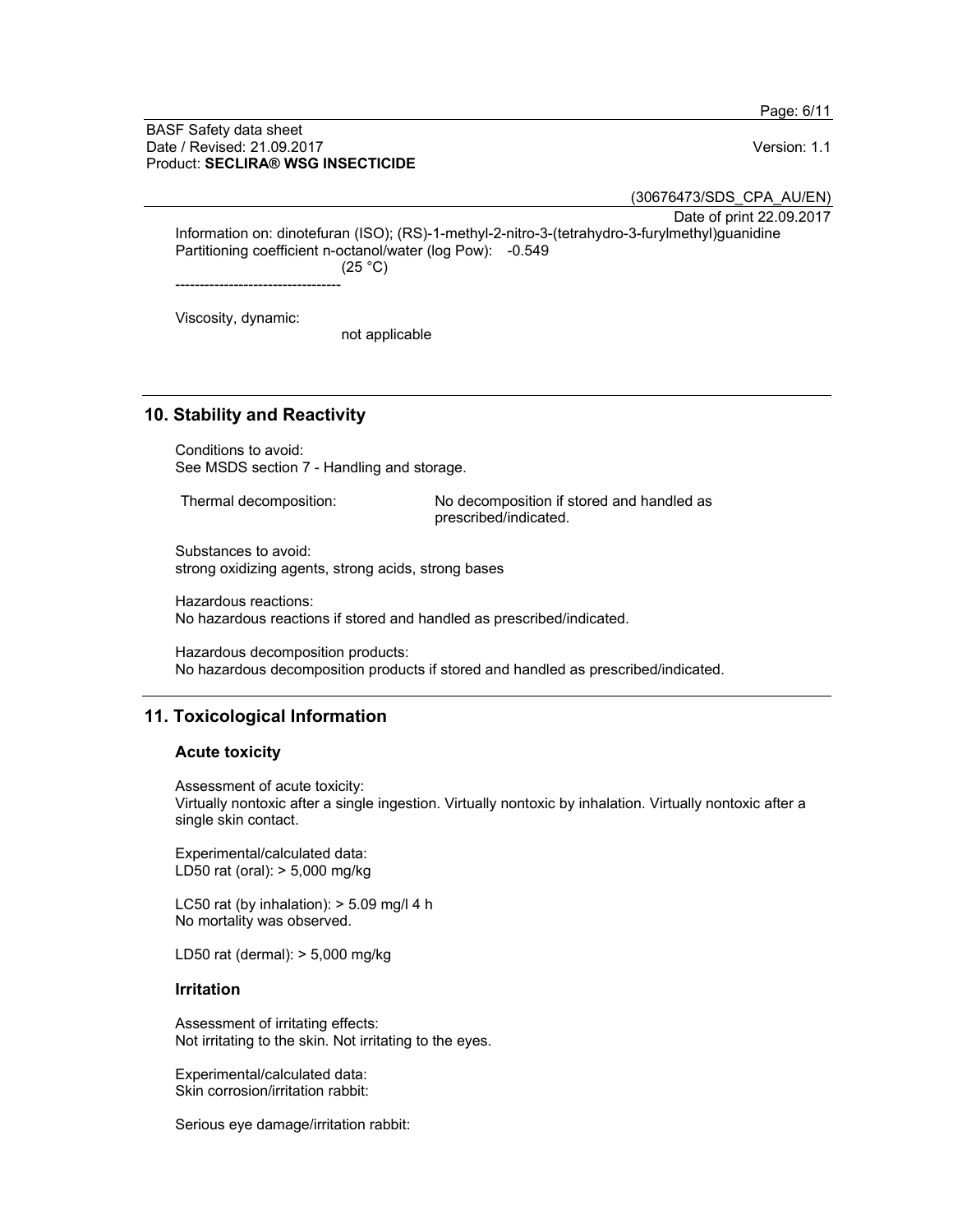Information on: dinotefuran (ISO); (RS)-1-methyl-2-nitro-3-(tetrahydro-3-furylmethyl)guanidine
Partitioning coefficient n-octanol/water (log Pow): -0.549
(25 °C)

----------------------------------

Viscosity, dynamic:
not applicable

## 10. Stability and Reactivity

Conditions to avoid:
See MSDS section 7 - Handling and storage.

Thermal decomposition: No decomposition if stored and handled as prescribed/indicated.

Substances to avoid:
strong oxidizing agents, strong acids, strong bases

Hazardous reactions:
No hazardous reactions if stored and handled as prescribed/indicated.

Hazardous decomposition products:
No hazardous decomposition products if stored and handled as prescribed/indicated.

## 11. Toxicological Information

### Acute toxicity

Assessment of acute toxicity:
Virtually nontoxic after a single ingestion. Virtually nontoxic by inhalation. Virtually nontoxic after a single skin contact.

Experimental/calculated data:
LD50 rat (oral): > 5,000 mg/kg

LC50 rat (by inhalation): > 5.09 mg/l 4 h
No mortality was observed.

LD50 rat (dermal): > 5,000 mg/kg

### Irritation

Assessment of irritating effects:
Not irritating to the skin. Not irritating to the eyes.

Experimental/calculated data:
Skin corrosion/irritation rabbit:

Serious eye damage/irritation rabbit: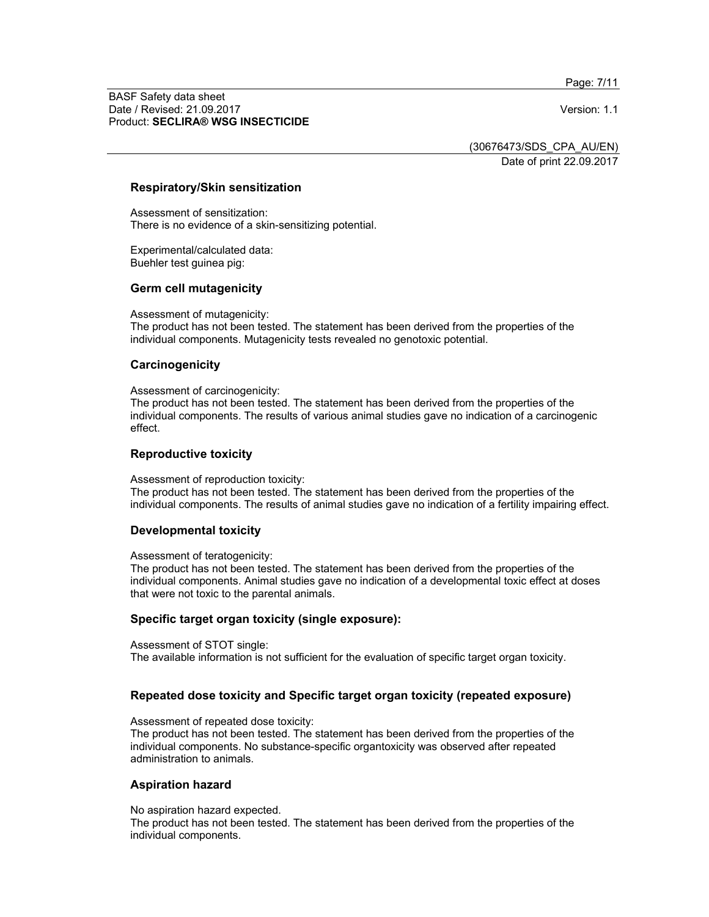### Respiratory/Skin sensitization

Assessment of sensitization:
There is no evidence of a skin-sensitizing potential.

Experimental/calculated data:
Buehler test guinea pig:

### Germ cell mutagenicity

Assessment of mutagenicity:
The product has not been tested. The statement has been derived from the properties of the individual components. Mutagenicity tests revealed no genotoxic potential.

### Carcinogenicity

Assessment of carcinogenicity:
The product has not been tested. The statement has been derived from the properties of the individual components. The results of various animal studies gave no indication of a carcinogenic effect.

### Reproductive toxicity

Assessment of reproduction toxicity:
The product has not been tested. The statement has been derived from the properties of the individual components. The results of animal studies gave no indication of a fertility impairing effect.

### Developmental toxicity

Assessment of teratogenicity:
The product has not been tested. The statement has been derived from the properties of the individual components. Animal studies gave no indication of a developmental toxic effect at doses that were not toxic to the parental animals.

### Specific target organ toxicity (single exposure):

Assessment of STOT single:
The available information is not sufficient for the evaluation of specific target organ toxicity.

### Repeated dose toxicity and Specific target organ toxicity (repeated exposure)

Assessment of repeated dose toxicity:
The product has not been tested. The statement has been derived from the properties of the individual components. No substance-specific organtoxicity was observed after repeated administration to animals.

### Aspiration hazard

No aspiration hazard expected.
The product has not been tested. The statement has been derived from the properties of the individual components.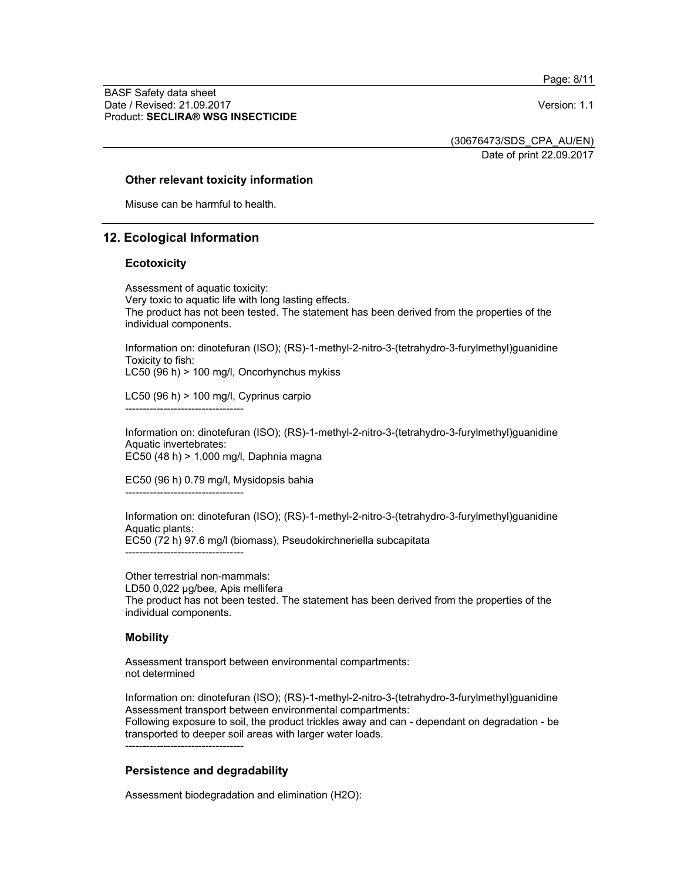**Other relevant toxicity information**

Misuse can be harmful to health.

## 12. Ecological Information

### Ecotoxicity

Assessment of aquatic toxicity:
Very toxic to aquatic life with long lasting effects.
The product has not been tested. The statement has been derived from the properties of the individual components.

Information on: dinotefuran (ISO); (RS)-1-methyl-2-nitro-3-(tetrahydro-3-furylmethyl)guanidine
Toxicity to fish:
LC50 (96 h) > 100 mg/l, Oncorhynchus mykiss

LC50 (96 h) > 100 mg/l, Cyprinus carpio

----------------------------------

Information on: dinotefuran (ISO); (RS)-1-methyl-2-nitro-3-(tetrahydro-3-furylmethyl)guanidine
Aquatic invertebrates:
EC50 (48 h) > 1,000 mg/l, Daphnia magna

EC50 (96 h) 0.79 mg/l, Mysidopsis bahia

----------------------------------

Information on: dinotefuran (ISO); (RS)-1-methyl-2-nitro-3-(tetrahydro-3-furylmethyl)guanidine
Aquatic plants:
EC50 (72 h) 97.6 mg/l (biomass), Pseudokirchneriella subcapitata

----------------------------------

Other terrestrial non-mammals:
LD50 0,022 µg/bee, Apis mellifera
The product has not been tested. The statement has been derived from the properties of the individual components.

### Mobility

Assessment transport between environmental compartments:
not determined

Information on: dinotefuran (ISO); (RS)-1-methyl-2-nitro-3-(tetrahydro-3-furylmethyl)guanidine
Assessment transport between environmental compartments:
Following exposure to soil, the product trickles away and can - dependant on degradation - be transported to deeper soil areas with larger water loads.

----------------------------------

### Persistence and degradability

Assessment biodegradation and elimination ($H_2O$):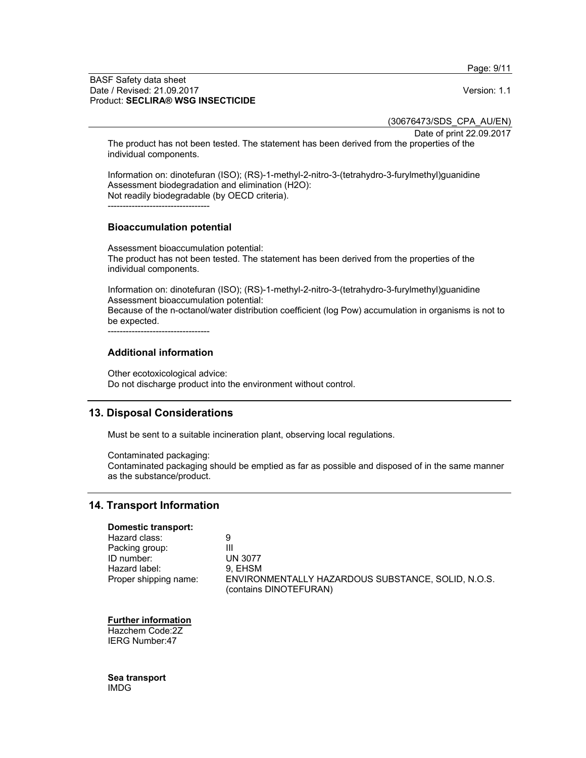The product has not been tested. The statement has been derived from the properties of the individual components.

Information on: dinotefuran (ISO); (RS)-1-methyl-2-nitro-3-(tetrahydro-3-furylmethyl)guanidine
Assessment biodegradation and elimination ($H_2O$):
Not readily biodegradable (by OECD criteria).
----------------------------------

### Bioaccumulation potential

Assessment bioaccumulation potential:
The product has not been tested. The statement has been derived from the properties of the individual components.

Information on: dinotefuran (ISO); (RS)-1-methyl-2-nitro-3-(tetrahydro-3-furylmethyl)guanidine
Assessment bioaccumulation potential:
Because of the n-octanol/water distribution coefficient (log Pow) accumulation in organisms is not to be expected.
----------------------------------

### Additional information

Other ecotoxicological advice:
Do not discharge product into the environment without control.

## 13. Disposal Considerations

Must be sent to a suitable incineration plant, observing local regulations.

Contaminated packaging:
Contaminated packaging should be emptied as far as possible and disposed of in the same manner as the substance/product.

## 14. Transport Information

**Domestic transport:**

| | |
|---|---|
| Hazard class: | 9 |
| Packing group: | III |
| ID number: | UN 3077 |
| Hazard label: | 9, EHSM |
| Proper shipping name: | ENVIRONMENTALLY HAZARDOUS SUBSTANCE, SOLID, N.O.S. (contains DINOTEFURAN) |

**Further information**
Hazchem Code:2Z
IERG Number:47

**Sea transport**
IMDG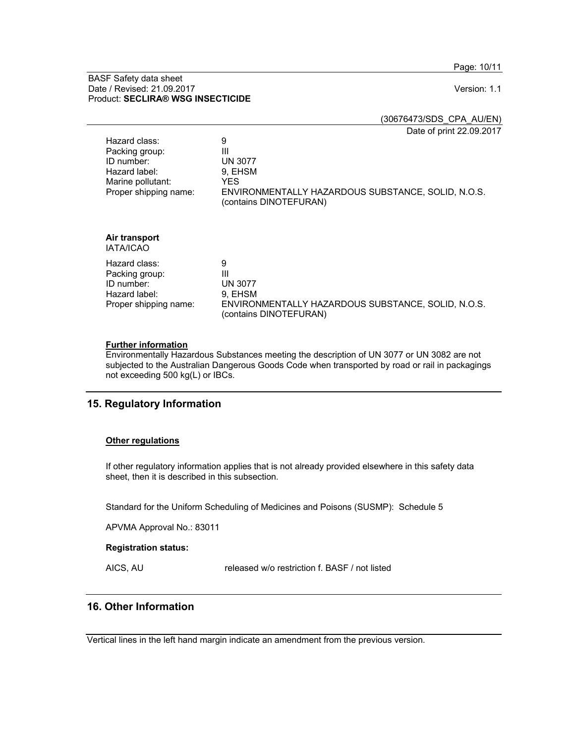| | |
|---|---|
| Hazard class: | 9 |
| Packing group: | III |
| ID number: | UN 3077 |
| Hazard label: | 9, EHSM |
| Marine pollutant: | YES |
| Proper shipping name: | ENVIRONMENTALLY HAZARDOUS SUBSTANCE, SOLID, N.O.S. (contains DINOTEFURAN) |

**Air transport**
IATA/ICAO

| | |
|---|---|
| Hazard class: | 9 |
| Packing group: | III |
| ID number: | UN 3077 |
| Hazard label: | 9, EHSM |
| Proper shipping name: | ENVIRONMENTALLY HAZARDOUS SUBSTANCE, SOLID, N.O.S. (contains DINOTEFURAN) |

**Further information**

Environmentally Hazardous Substances meeting the description of UN 3077 or UN 3082 are not subjected to the Australian Dangerous Goods Code when transported by road or rail in packagings not exceeding 500 kg(L) or IBCs.

## 15. Regulatory Information

**Other regulations**

If other regulatory information applies that is not already provided elsewhere in this safety data sheet, then it is described in this subsection.

Standard for the Uniform Scheduling of Medicines and Poisons (SUSMP): Schedule 5

APVMA Approval No.: 83011

**Registration status:**

| | |
|---|---|
| AICS, AU | released w/o restriction f. BASF / not listed |

## 16. Other Information

Vertical lines in the left hand margin indicate an amendment from the previous version.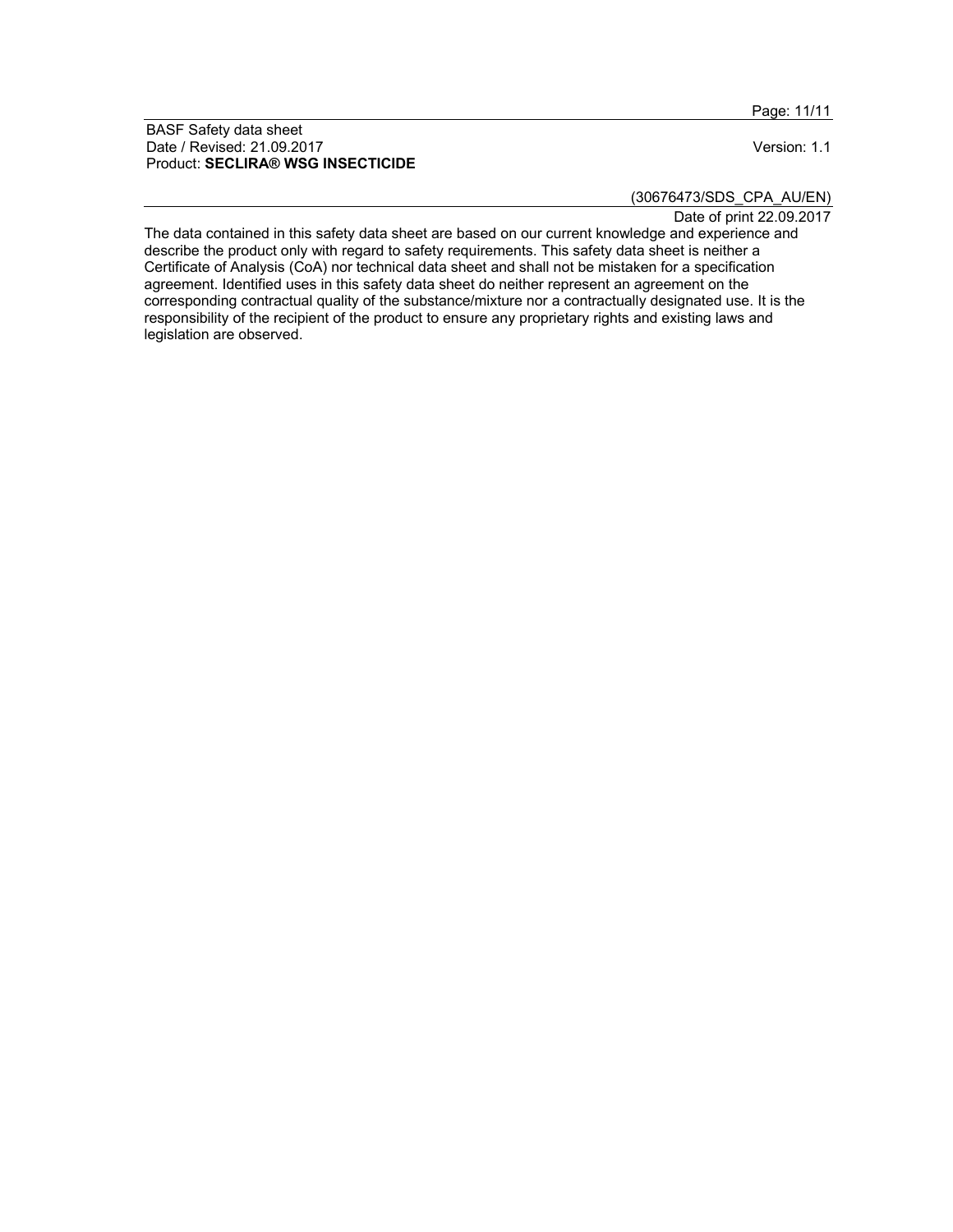The data contained in this safety data sheet are based on our current knowledge and experience and describe the product only with regard to safety requirements. This safety data sheet is neither a Certificate of Analysis (CoA) nor technical data sheet and shall not be mistaken for a specification agreement. Identified uses in this safety data sheet do neither represent an agreement on the corresponding contractual quality of the substance/mixture nor a contractually designated use. It is the responsibility of the recipient of the product to ensure any proprietary rights and existing laws and legislation are observed.